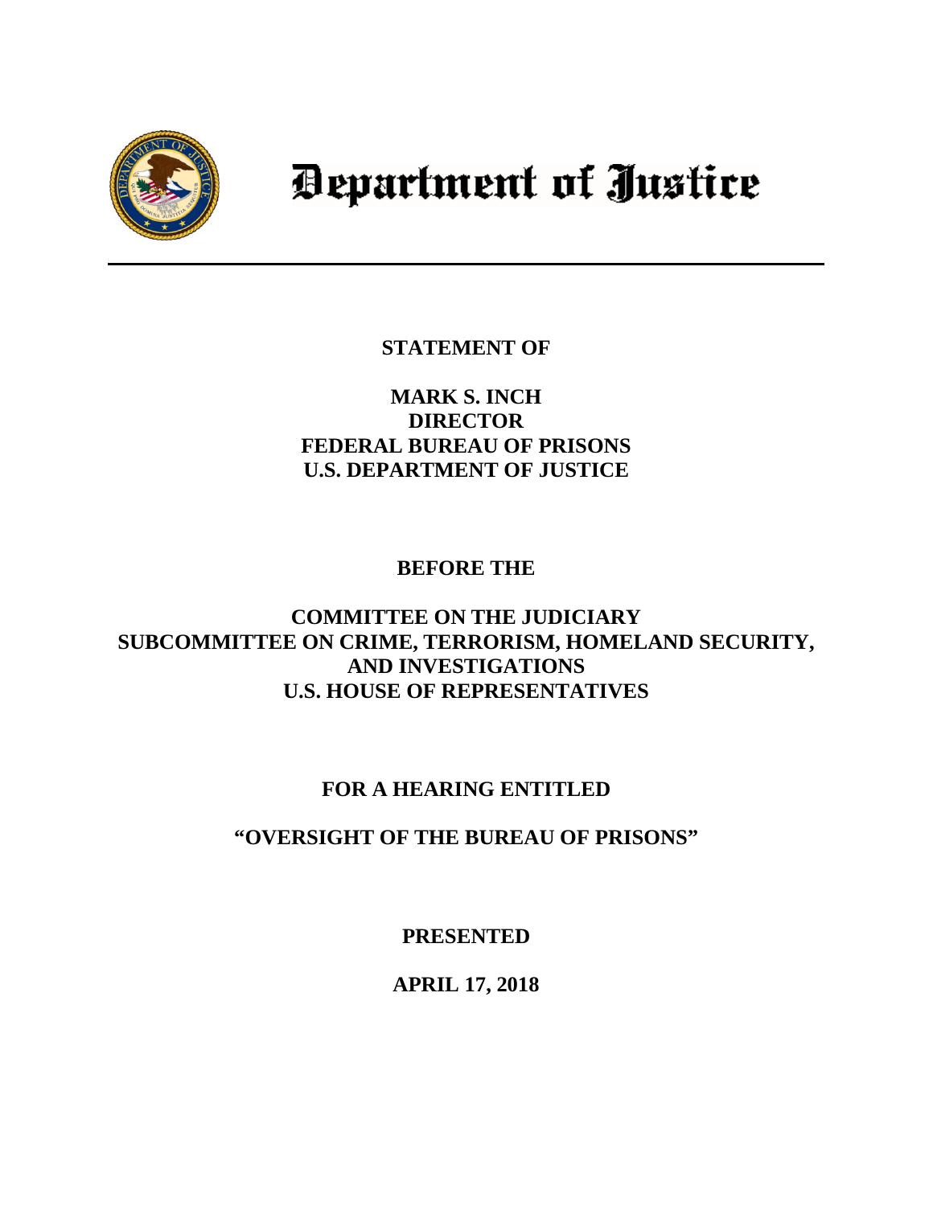# Department of Justice

---

**STATEMENT OF**

**MARK S. INCH**
**DIRECTOR**
**FEDERAL BUREAU OF PRISONS**
**U.S. DEPARTMENT OF JUSTICE**

**BEFORE THE**

**COMMITTEE ON THE JUDICIARY**
**SUBCOMMITTEE ON CRIME, TERRORISM, HOMELAND SECURITY, AND INVESTIGATIONS**
**U.S. HOUSE OF REPRESENTATIVES**

**FOR A HEARING ENTITLED**

**"OVERSIGHT OF THE BUREAU OF PRISONS"**

**PRESENTED**

**APRIL 17, 2018**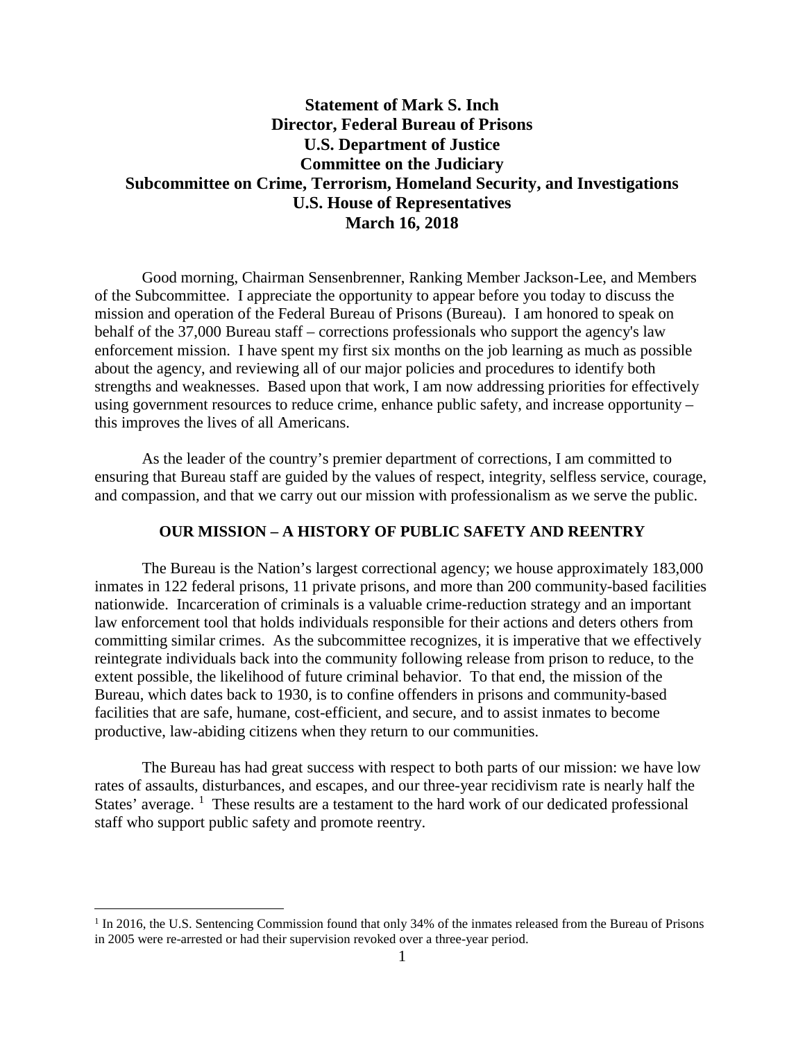**Statement of Mark S. Inch**
**Director, Federal Bureau of Prisons**
**U.S. Department of Justice**
**Committee on the Judiciary**
**Subcommittee on Crime, Terrorism, Homeland Security, and Investigations**
**U.S. House of Representatives**
**March 16, 2018**

Good morning, Chairman Sensenbrenner, Ranking Member Jackson-Lee, and Members of the Subcommittee. I appreciate the opportunity to appear before you today to discuss the mission and operation of the Federal Bureau of Prisons (Bureau). I am honored to speak on behalf of the 37,000 Bureau staff – corrections professionals who support the agency's law enforcement mission. I have spent my first six months on the job learning as much as possible about the agency, and reviewing all of our major policies and procedures to identify both strengths and weaknesses. Based upon that work, I am now addressing priorities for effectively using government resources to reduce crime, enhance public safety, and increase opportunity – this improves the lives of all Americans.

As the leader of the country's premier department of corrections, I am committed to ensuring that Bureau staff are guided by the values of respect, integrity, selfless service, courage, and compassion, and that we carry out our mission with professionalism as we serve the public.

## OUR MISSION – A HISTORY OF PUBLIC SAFETY AND REENTRY

The Bureau is the Nation's largest correctional agency; we house approximately 183,000 inmates in 122 federal prisons, 11 private prisons, and more than 200 community-based facilities nationwide. Incarceration of criminals is a valuable crime-reduction strategy and an important law enforcement tool that holds individuals responsible for their actions and deters others from committing similar crimes. As the subcommittee recognizes, it is imperative that we effectively reintegrate individuals back into the community following release from prison to reduce, to the extent possible, the likelihood of future criminal behavior. To that end, the mission of the Bureau, which dates back to 1930, is to confine offenders in prisons and community-based facilities that are safe, humane, cost-efficient, and secure, and to assist inmates to become productive, law-abiding citizens when they return to our communities.

The Bureau has had great success with respect to both parts of our mission: we have low rates of assaults, disturbances, and escapes, and our three-year recidivism rate is nearly half the States' average. [1] These results are a testament to the hard work of our dedicated professional staff who support public safety and promote reentry.

[1] In 2016, the U.S. Sentencing Commission found that only 34% of the inmates released from the Bureau of Prisons in 2005 were re-arrested or had their supervision revoked over a three-year period.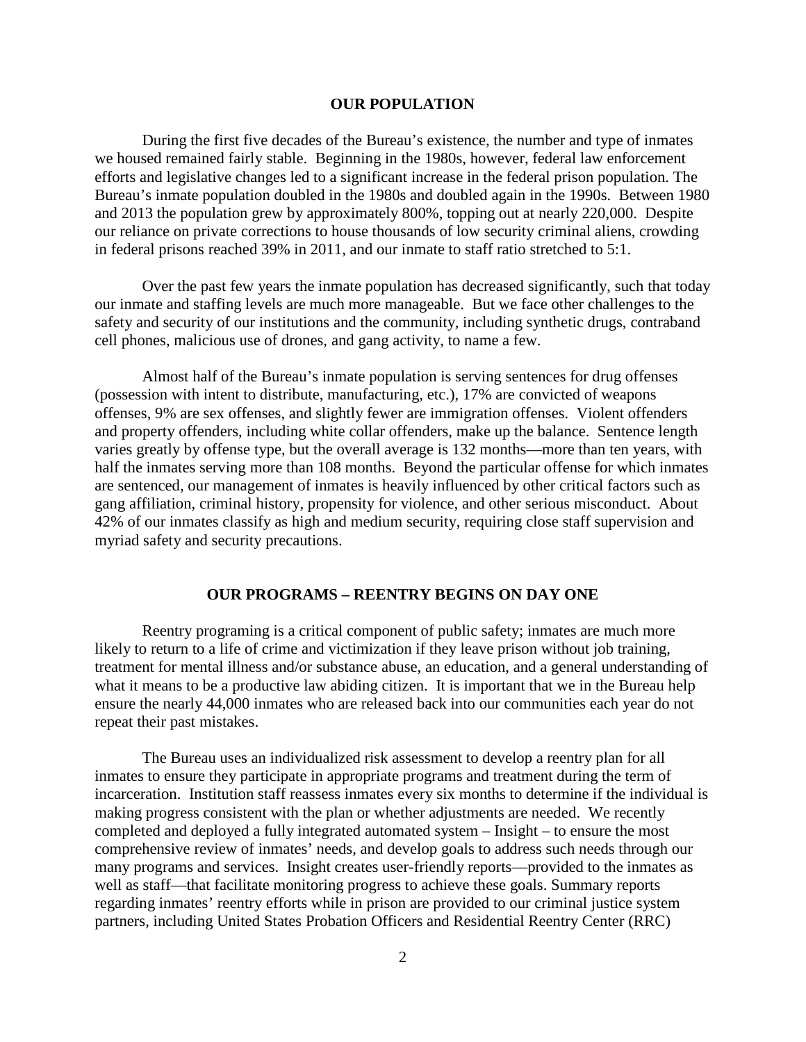## OUR POPULATION

During the first five decades of the Bureau's existence, the number and type of inmates we housed remained fairly stable. Beginning in the 1980s, however, federal law enforcement efforts and legislative changes led to a significant increase in the federal prison population. The Bureau's inmate population doubled in the 1980s and doubled again in the 1990s. Between 1980 and 2013 the population grew by approximately 800%, topping out at nearly 220,000. Despite our reliance on private corrections to house thousands of low security criminal aliens, crowding in federal prisons reached 39% in 2011, and our inmate to staff ratio stretched to 5:1.

Over the past few years the inmate population has decreased significantly, such that today our inmate and staffing levels are much more manageable. But we face other challenges to the safety and security of our institutions and the community, including synthetic drugs, contraband cell phones, malicious use of drones, and gang activity, to name a few.

Almost half of the Bureau's inmate population is serving sentences for drug offenses (possession with intent to distribute, manufacturing, etc.), 17% are convicted of weapons offenses, 9% are sex offenses, and slightly fewer are immigration offenses. Violent offenders and property offenders, including white collar offenders, make up the balance. Sentence length varies greatly by offense type, but the overall average is 132 months—more than ten years, with half the inmates serving more than 108 months. Beyond the particular offense for which inmates are sentenced, our management of inmates is heavily influenced by other critical factors such as gang affiliation, criminal history, propensity for violence, and other serious misconduct. About 42% of our inmates classify as high and medium security, requiring close staff supervision and myriad safety and security precautions.

## OUR PROGRAMS – REENTRY BEGINS ON DAY ONE

Reentry programing is a critical component of public safety; inmates are much more likely to return to a life of crime and victimization if they leave prison without job training, treatment for mental illness and/or substance abuse, an education, and a general understanding of what it means to be a productive law abiding citizen. It is important that we in the Bureau help ensure the nearly 44,000 inmates who are released back into our communities each year do not repeat their past mistakes.

The Bureau uses an individualized risk assessment to develop a reentry plan for all inmates to ensure they participate in appropriate programs and treatment during the term of incarceration. Institution staff reassess inmates every six months to determine if the individual is making progress consistent with the plan or whether adjustments are needed. We recently completed and deployed a fully integrated automated system – Insight – to ensure the most comprehensive review of inmates' needs, and develop goals to address such needs through our many programs and services. Insight creates user-friendly reports—provided to the inmates as well as staff—that facilitate monitoring progress to achieve these goals. Summary reports regarding inmates' reentry efforts while in prison are provided to our criminal justice system partners, including United States Probation Officers and Residential Reentry Center (RRC)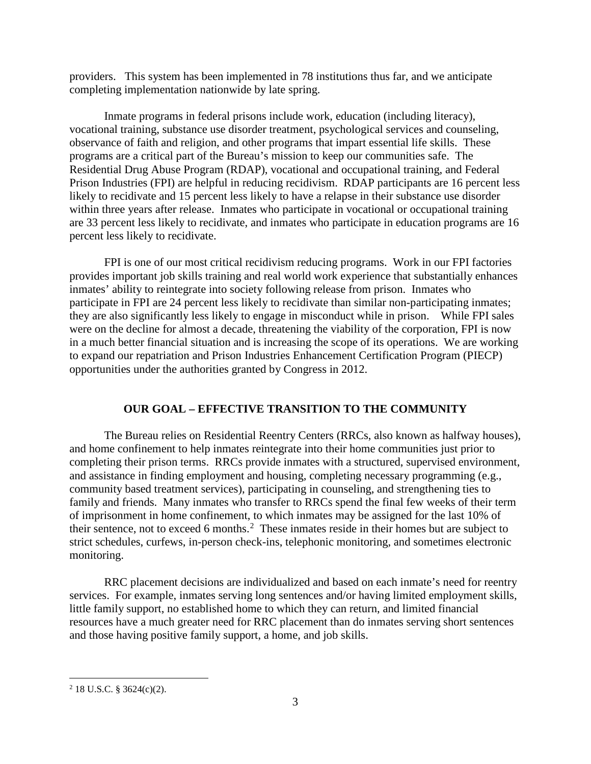providers. This system has been implemented in 78 institutions thus far, and we anticipate completing implementation nationwide by late spring.

Inmate programs in federal prisons include work, education (including literacy), vocational training, substance use disorder treatment, psychological services and counseling, observance of faith and religion, and other programs that impart essential life skills. These programs are a critical part of the Bureau's mission to keep our communities safe. The Residential Drug Abuse Program (RDAP), vocational and occupational training, and Federal Prison Industries (FPI) are helpful in reducing recidivism. RDAP participants are 16 percent less likely to recidivate and 15 percent less likely to have a relapse in their substance use disorder within three years after release. Inmates who participate in vocational or occupational training are 33 percent less likely to recidivate, and inmates who participate in education programs are 16 percent less likely to recidivate.

FPI is one of our most critical recidivism reducing programs. Work in our FPI factories provides important job skills training and real world work experience that substantially enhances inmates' ability to reintegrate into society following release from prison. Inmates who participate in FPI are 24 percent less likely to recidivate than similar non-participating inmates; they are also significantly less likely to engage in misconduct while in prison. While FPI sales were on the decline for almost a decade, threatening the viability of the corporation, FPI is now in a much better financial situation and is increasing the scope of its operations. We are working to expand our repatriation and Prison Industries Enhancement Certification Program (PIECP) opportunities under the authorities granted by Congress in 2012.

## OUR GOAL – EFFECTIVE TRANSITION TO THE COMMUNITY

The Bureau relies on Residential Reentry Centers (RRCs, also known as halfway houses), and home confinement to help inmates reintegrate into their home communities just prior to completing their prison terms. RRCs provide inmates with a structured, supervised environment, and assistance in finding employment and housing, completing necessary programming (e.g., community based treatment services), participating in counseling, and strengthening ties to family and friends. Many inmates who transfer to RRCs spend the final few weeks of their term of imprisonment in home confinement, to which inmates may be assigned for the last 10% of their sentence, not to exceed 6 months.[2] These inmates reside in their homes but are subject to strict schedules, curfews, in-person check-ins, telephonic monitoring, and sometimes electronic monitoring.

RRC placement decisions are individualized and based on each inmate's need for reentry services. For example, inmates serving long sentences and/or having limited employment skills, little family support, no established home to which they can return, and limited financial resources have a much greater need for RRC placement than do inmates serving short sentences and those having positive family support, a home, and job skills.

[2] 18 U.S.C. § 3624(c)(2).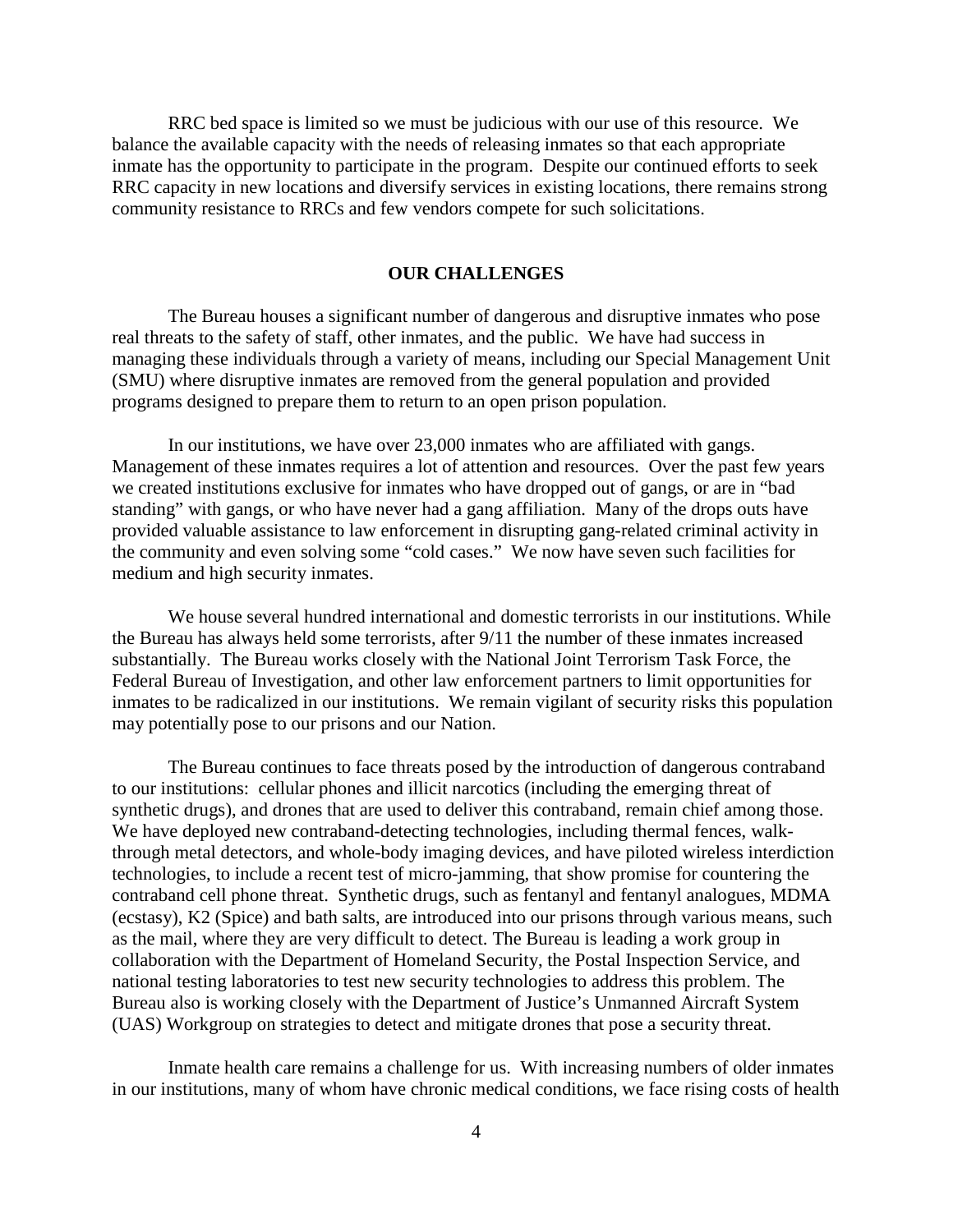RRC bed space is limited so we must be judicious with our use of this resource. We balance the available capacity with the needs of releasing inmates so that each appropriate inmate has the opportunity to participate in the program. Despite our continued efforts to seek RRC capacity in new locations and diversify services in existing locations, there remains strong community resistance to RRCs and few vendors compete for such solicitations.

## OUR CHALLENGES

The Bureau houses a significant number of dangerous and disruptive inmates who pose real threats to the safety of staff, other inmates, and the public. We have had success in managing these individuals through a variety of means, including our Special Management Unit (SMU) where disruptive inmates are removed from the general population and provided programs designed to prepare them to return to an open prison population.

In our institutions, we have over 23,000 inmates who are affiliated with gangs. Management of these inmates requires a lot of attention and resources. Over the past few years we created institutions exclusive for inmates who have dropped out of gangs, or are in "bad standing" with gangs, or who have never had a gang affiliation. Many of the drops outs have provided valuable assistance to law enforcement in disrupting gang-related criminal activity in the community and even solving some "cold cases." We now have seven such facilities for medium and high security inmates.

We house several hundred international and domestic terrorists in our institutions. While the Bureau has always held some terrorists, after 9/11 the number of these inmates increased substantially. The Bureau works closely with the National Joint Terrorism Task Force, the Federal Bureau of Investigation, and other law enforcement partners to limit opportunities for inmates to be radicalized in our institutions. We remain vigilant of security risks this population may potentially pose to our prisons and our Nation.

The Bureau continues to face threats posed by the introduction of dangerous contraband to our institutions: cellular phones and illicit narcotics (including the emerging threat of synthetic drugs), and drones that are used to deliver this contraband, remain chief among those. We have deployed new contraband-detecting technologies, including thermal fences, walk-through metal detectors, and whole-body imaging devices, and have piloted wireless interdiction technologies, to include a recent test of micro-jamming, that show promise for countering the contraband cell phone threat. Synthetic drugs, such as fentanyl and fentanyl analogues, MDMA (ecstasy), K2 (Spice) and bath salts, are introduced into our prisons through various means, such as the mail, where they are very difficult to detect. The Bureau is leading a work group in collaboration with the Department of Homeland Security, the Postal Inspection Service, and national testing laboratories to test new security technologies to address this problem. The Bureau also is working closely with the Department of Justice's Unmanned Aircraft System (UAS) Workgroup on strategies to detect and mitigate drones that pose a security threat.

Inmate health care remains a challenge for us. With increasing numbers of older inmates in our institutions, many of whom have chronic medical conditions, we face rising costs of health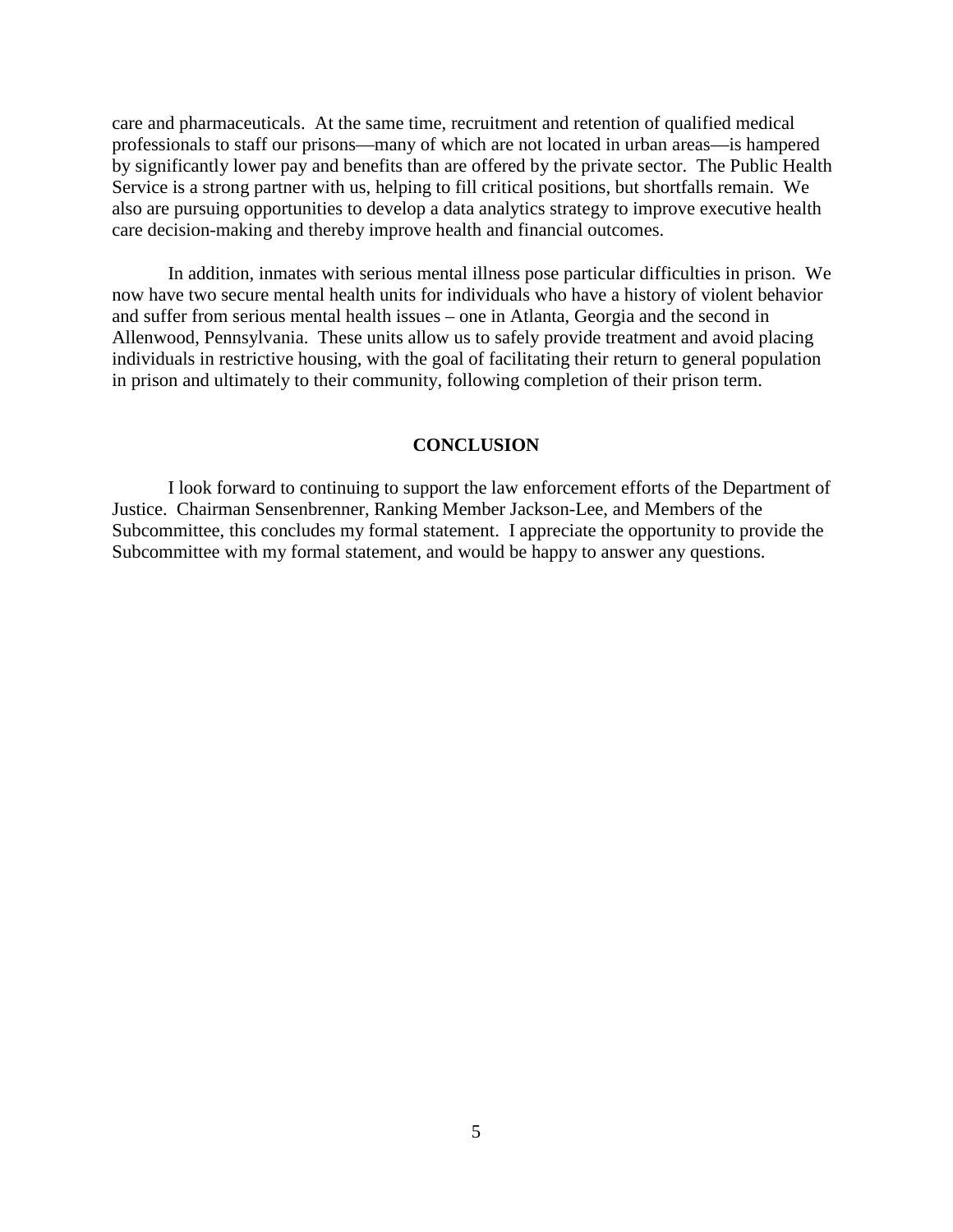care and pharmaceuticals. At the same time, recruitment and retention of qualified medical professionals to staff our prisons—many of which are not located in urban areas—is hampered by significantly lower pay and benefits than are offered by the private sector. The Public Health Service is a strong partner with us, helping to fill critical positions, but shortfalls remain. We also are pursuing opportunities to develop a data analytics strategy to improve executive health care decision-making and thereby improve health and financial outcomes.

In addition, inmates with serious mental illness pose particular difficulties in prison. We now have two secure mental health units for individuals who have a history of violent behavior and suffer from serious mental health issues – one in Atlanta, Georgia and the second in Allenwood, Pennsylvania. These units allow us to safely provide treatment and avoid placing individuals in restrictive housing, with the goal of facilitating their return to general population in prison and ultimately to their community, following completion of their prison term.

## CONCLUSION

I look forward to continuing to support the law enforcement efforts of the Department of Justice. Chairman Sensenbrenner, Ranking Member Jackson-Lee, and Members of the Subcommittee, this concludes my formal statement. I appreciate the opportunity to provide the Subcommittee with my formal statement, and would be happy to answer any questions.